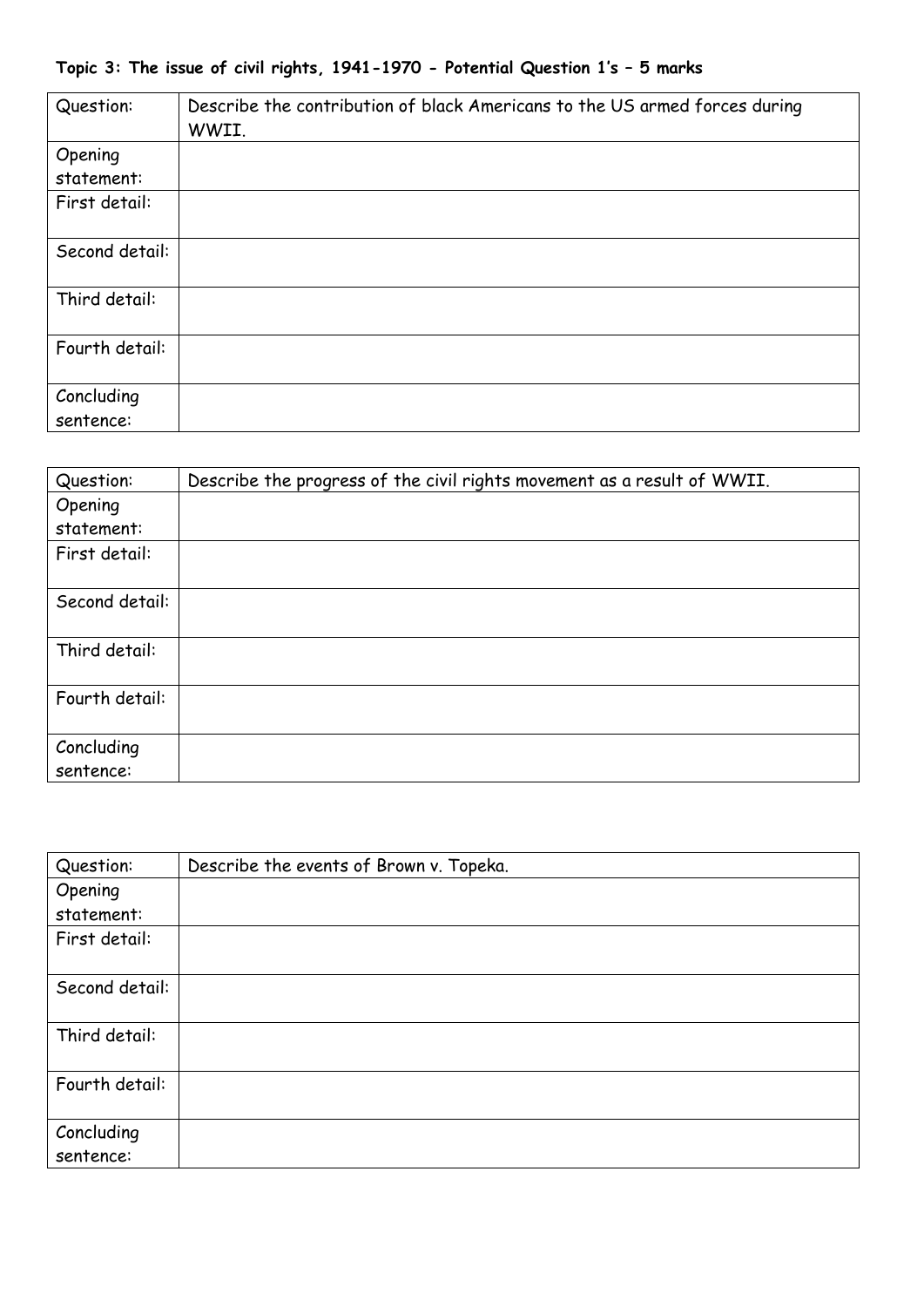**Topic 3: The issue of civil rights, 1941-1970 - Potential Question 1's – 5 marks**

| Question: | Describe the contribution of black Americans to the US armed forces during WWII. |
|---|---|
| Opening statement: | |
| First detail: | |
| Second detail: | |
| Third detail: | |
| Fourth detail: | |
| Concluding sentence: | |

| Question: | Describe the progress of the civil rights movement as a result of WWII. |
|---|---|
| Opening statement: | |
| First detail: | |
| Second detail: | |
| Third detail: | |
| Fourth detail: | |
| Concluding sentence: | |

| Question: | Describe the events of Brown v. Topeka. |
|---|---|
| Opening statement: | |
| First detail: | |
| Second detail: | |
| Third detail: | |
| Fourth detail: | |
| Concluding sentence: | |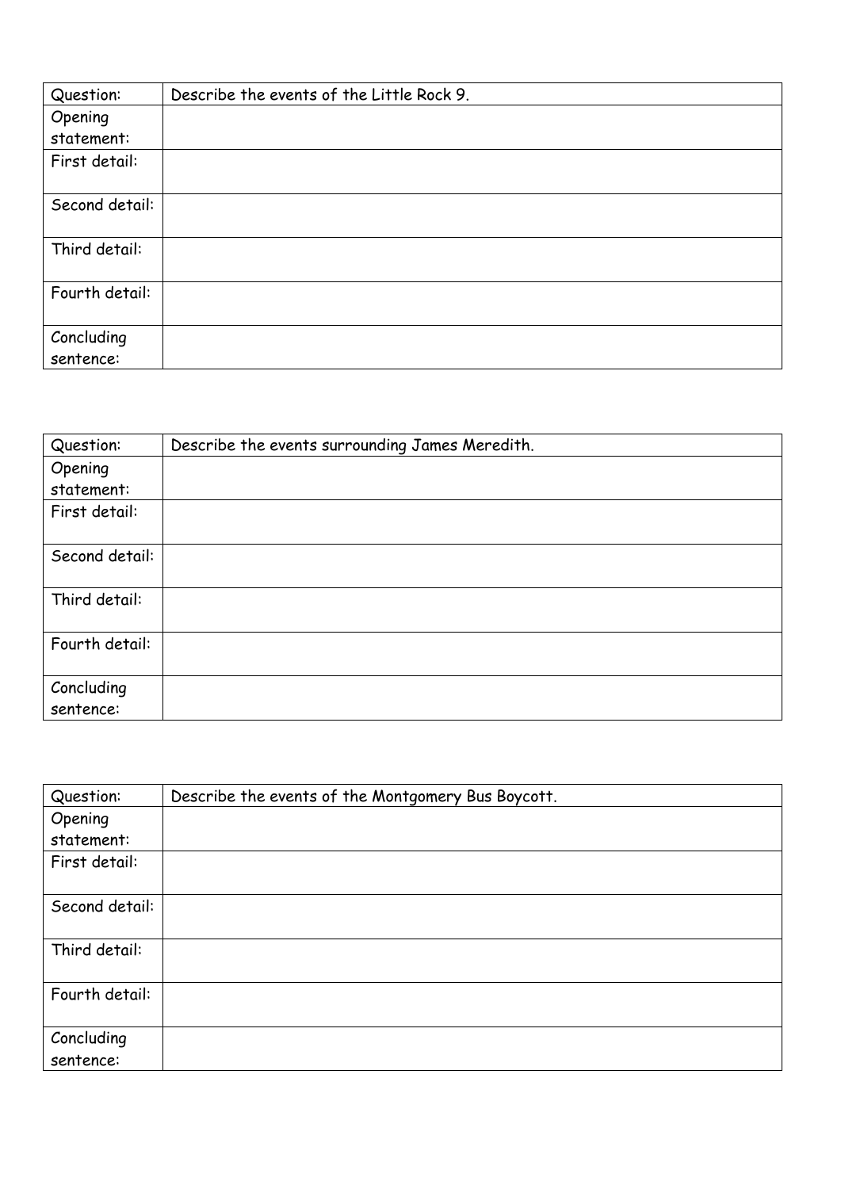| Question: | Describe the events of the Little Rock 9. |
| --- | --- |
| Opening statement: | |
| First detail: | |
| Second detail: | |
| Third detail: | |
| Fourth detail: | |
| Concluding sentence: | |

| Question: | Describe the events surrounding James Meredith. |
| --- | --- |
| Opening statement: | |
| First detail: | |
| Second detail: | |
| Third detail: | |
| Fourth detail: | |
| Concluding sentence: | |

| Question: | Describe the events of the Montgomery Bus Boycott. |
| --- | --- |
| Opening statement: | |
| First detail: | |
| Second detail: | |
| Third detail: | |
| Fourth detail: | |
| Concluding sentence: | |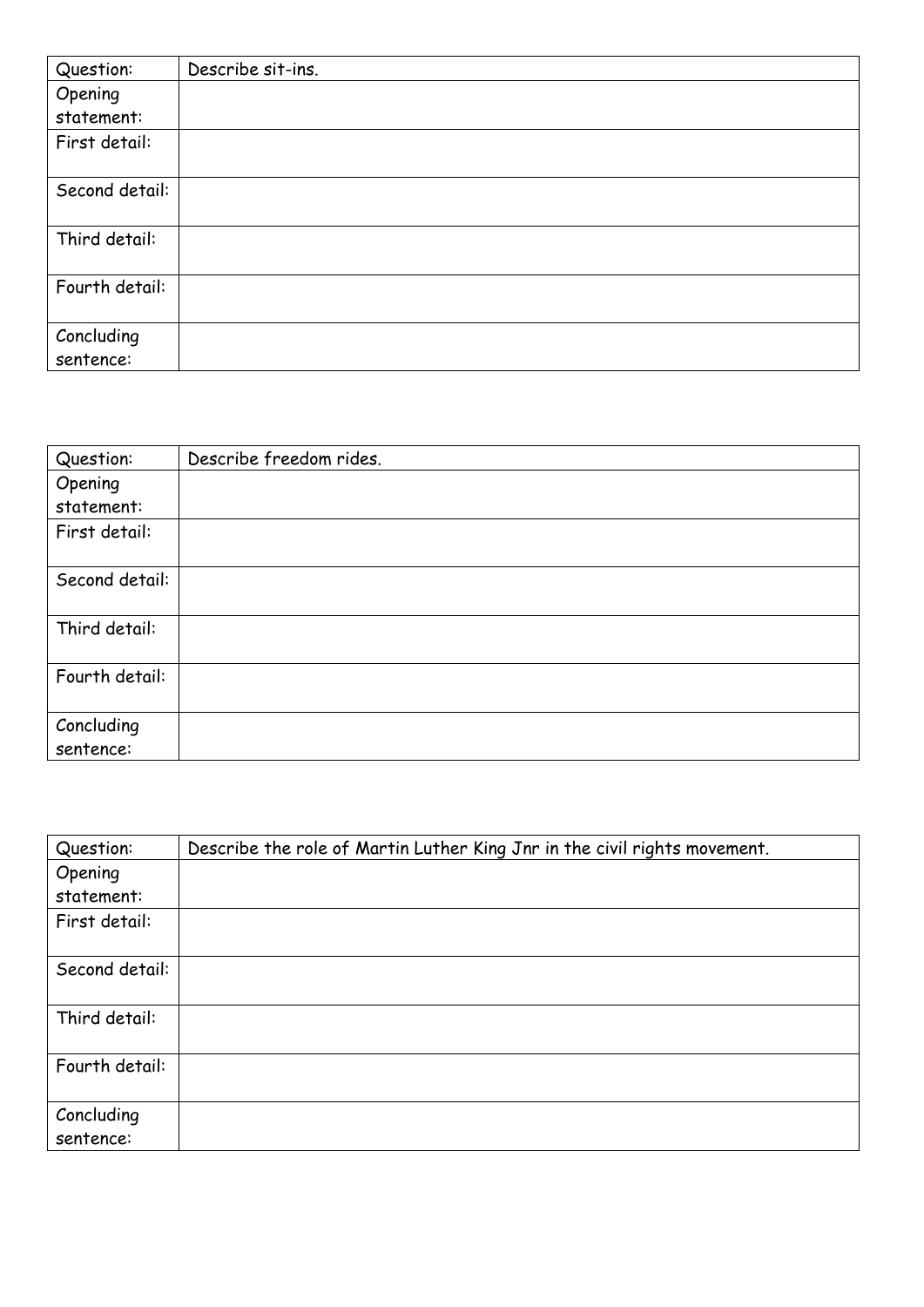| Question: | Describe sit-ins. |
| --- | --- |
| Opening statement: | |
| First detail: | |
| Second detail: | |
| Third detail: | |
| Fourth detail: | |
| Concluding sentence: | |

| Question: | Describe freedom rides. |
| --- | --- |
| Opening statement: | |
| First detail: | |
| Second detail: | |
| Third detail: | |
| Fourth detail: | |
| Concluding sentence: | |

| Question: | Describe the role of Martin Luther King Jnr in the civil rights movement. |
| --- | --- |
| Opening statement: | |
| First detail: | |
| Second detail: | |
| Third detail: | |
| Fourth detail: | |
| Concluding sentence: | |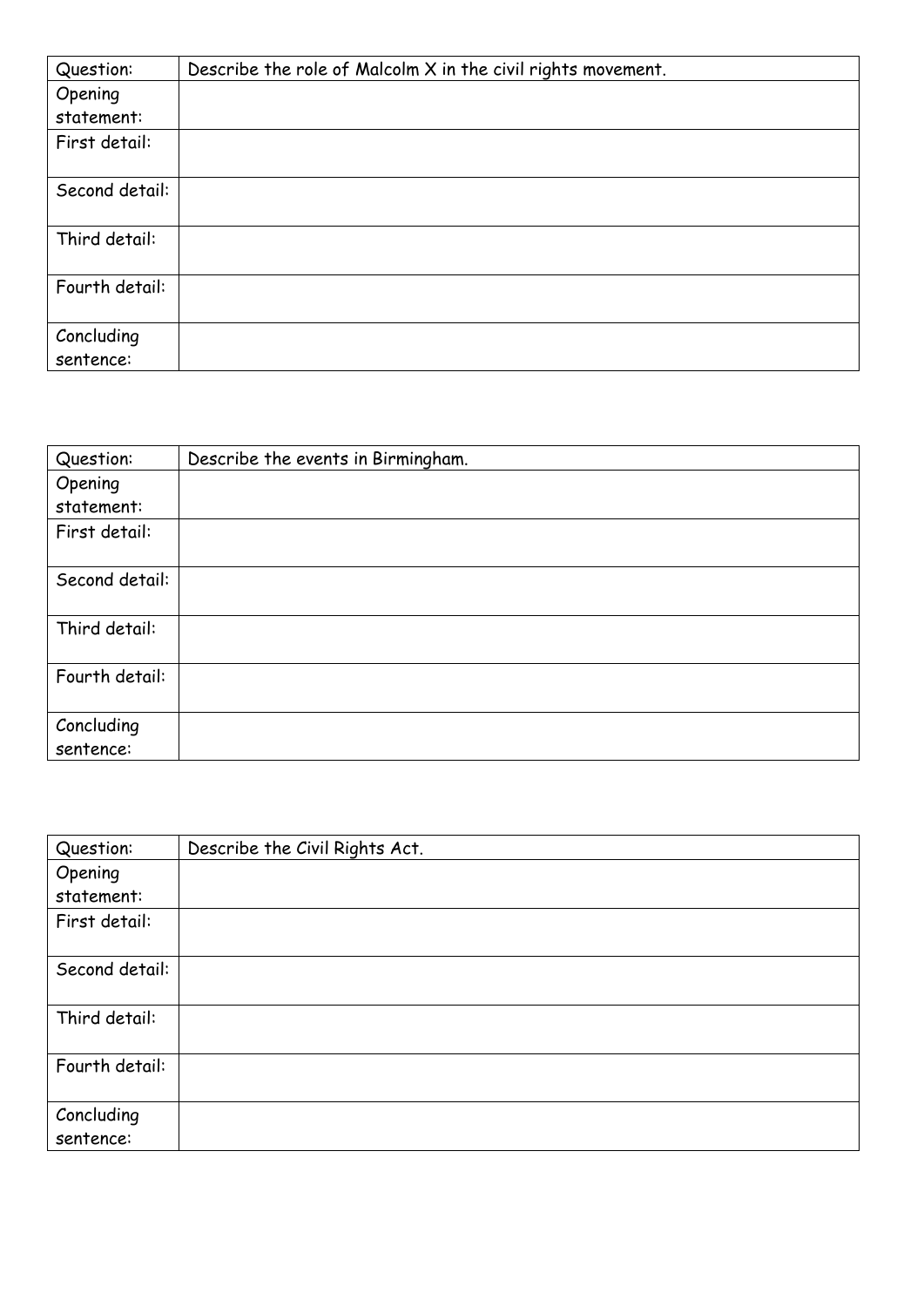| Question: | Describe the role of Malcolm X in the civil rights movement. |
| --- | --- |
| Opening statement: | |
| First detail: | |
| Second detail: | |
| Third detail: | |
| Fourth detail: | |
| Concluding sentence: | |

| Question: | Describe the events in Birmingham. |
| --- | --- |
| Opening statement: | |
| First detail: | |
| Second detail: | |
| Third detail: | |
| Fourth detail: | |
| Concluding sentence: | |

| Question: | Describe the Civil Rights Act. |
| --- | --- |
| Opening statement: | |
| First detail: | |
| Second detail: | |
| Third detail: | |
| Fourth detail: | |
| Concluding sentence: | |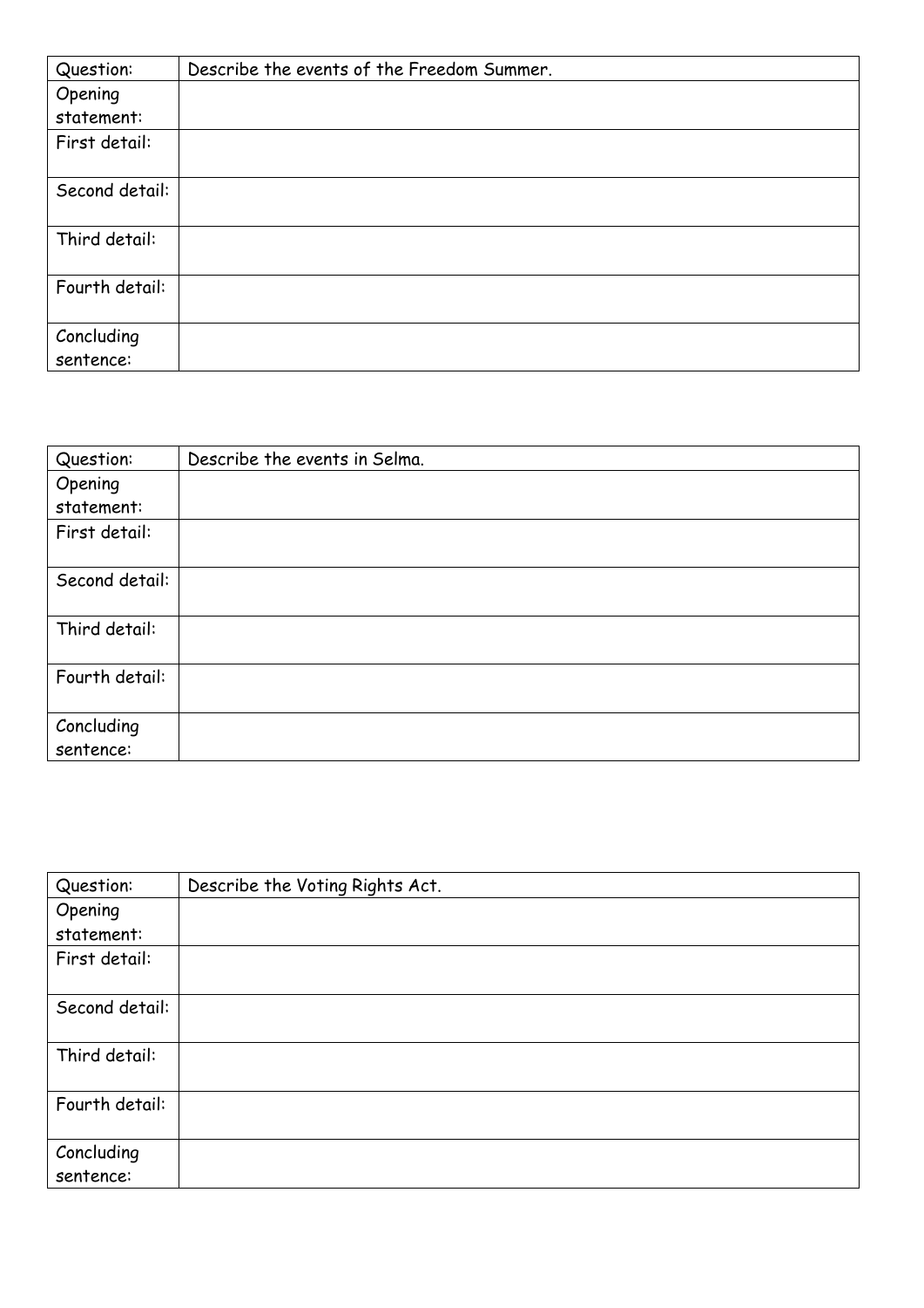| Question: | Describe the events of the Freedom Summer. |
| --- | --- |
| Opening statement: | |
| First detail: | |
| Second detail: | |
| Third detail: | |
| Fourth detail: | |
| Concluding sentence: | |

| Question: | Describe the events in Selma. |
| --- | --- |
| Opening statement: | |
| First detail: | |
| Second detail: | |
| Third detail: | |
| Fourth detail: | |
| Concluding sentence: | |

| Question: | Describe the Voting Rights Act. |
| --- | --- |
| Opening statement: | |
| First detail: | |
| Second detail: | |
| Third detail: | |
| Fourth detail: | |
| Concluding sentence: | |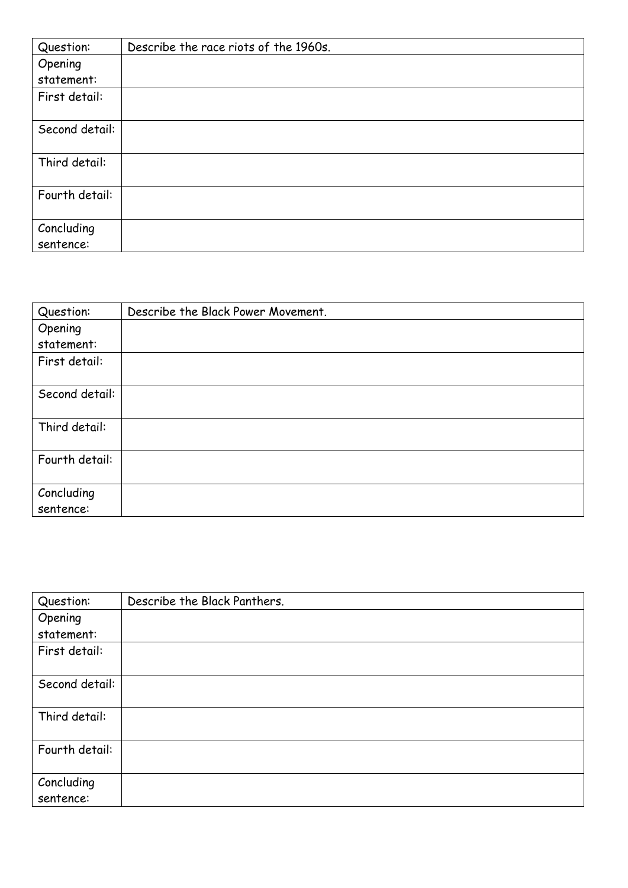| Question: | Describe the race riots of the 1960s. |
|---|---|
| Opening statement: | |
| First detail: | |
| Second detail: | |
| Third detail: | |
| Fourth detail: | |
| Concluding sentence: | |

| Question: | Describe the Black Power Movement. |
|---|---|
| Opening statement: | |
| First detail: | |
| Second detail: | |
| Third detail: | |
| Fourth detail: | |
| Concluding sentence: | |

| Question: | Describe the Black Panthers. |
|---|---|
| Opening statement: | |
| First detail: | |
| Second detail: | |
| Third detail: | |
| Fourth detail: | |
| Concluding sentence: | |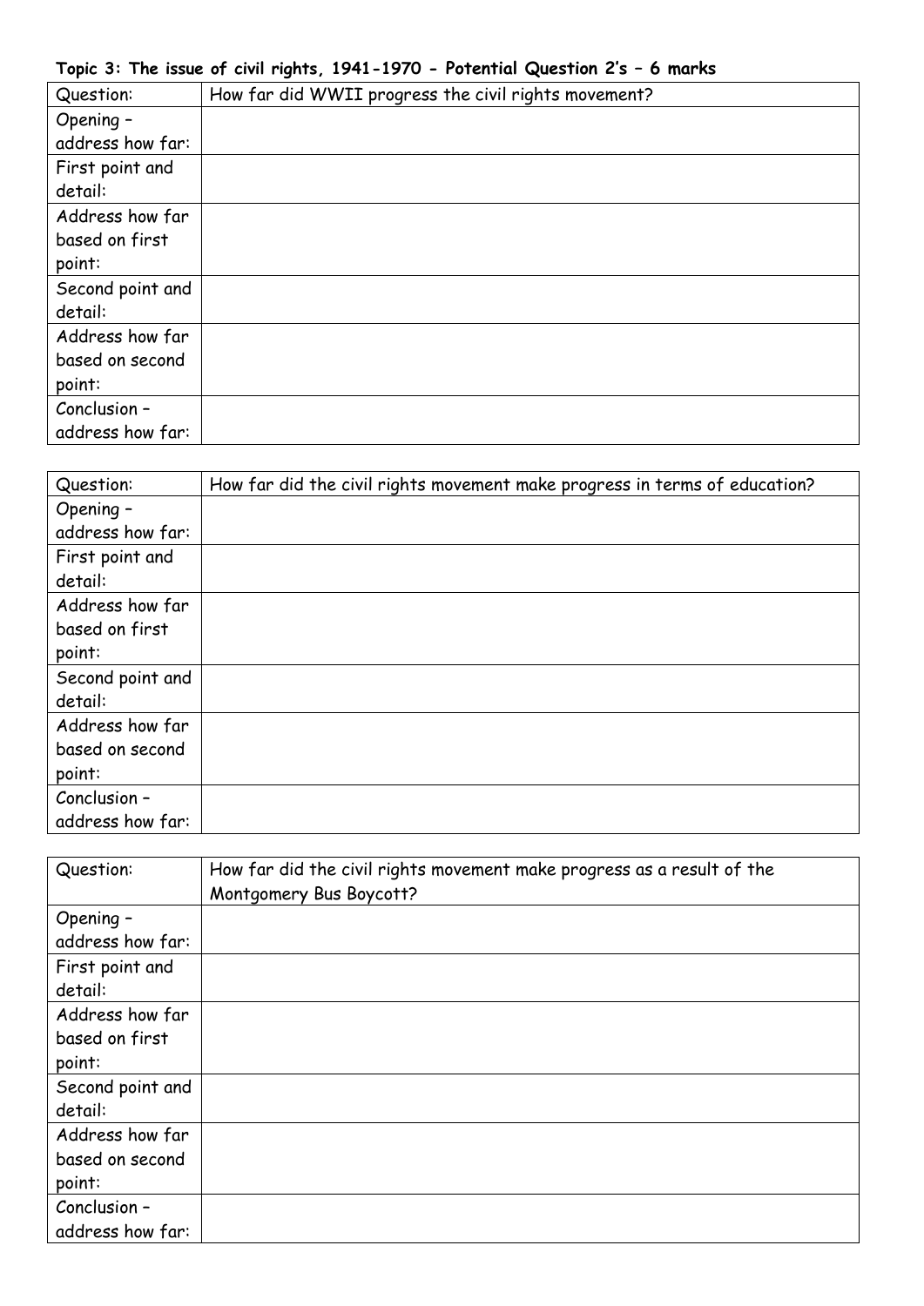**Topic 3: The issue of civil rights, 1941-1970 - Potential Question 2's – 6 marks**

| Question: | How far did WWII progress the civil rights movement? |
| --- | --- |
| Opening – address how far: | |
| First point and detail: | |
| Address how far based on first point: | |
| Second point and detail: | |
| Address how far based on second point: | |
| Conclusion – address how far: | |

| Question: | How far did the civil rights movement make progress in terms of education? |
| --- | --- |
| Opening – address how far: | |
| First point and detail: | |
| Address how far based on first point: | |
| Second point and detail: | |
| Address how far based on second point: | |
| Conclusion – address how far: | |

| Question: | How far did the civil rights movement make progress as a result of the Montgomery Bus Boycott? |
| --- | --- |
| Opening – address how far: | |
| First point and detail: | |
| Address how far based on first point: | |
| Second point and detail: | |
| Address how far based on second point: | |
| Conclusion – address how far: | |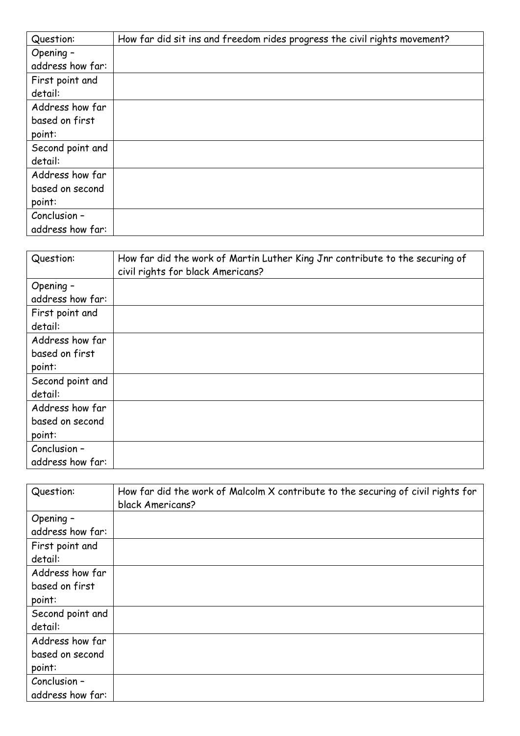| Question: | How far did sit ins and freedom rides progress the civil rights movement? |
|---|---|
| Opening – address how far: | |
| First point and detail: | |
| Address how far based on first point: | |
| Second point and detail: | |
| Address how far based on second point: | |
| Conclusion – address how far: | |

| Question: | How far did the work of Martin Luther King Jnr contribute to the securing of civil rights for black Americans? |
|---|---|
| Opening – address how far: | |
| First point and detail: | |
| Address how far based on first point: | |
| Second point and detail: | |
| Address how far based on second point: | |
| Conclusion – address how far: | |

| Question: | How far did the work of Malcolm X contribute to the securing of civil rights for black Americans? |
|---|---|
| Opening – address how far: | |
| First point and detail: | |
| Address how far based on first point: | |
| Second point and detail: | |
| Address how far based on second point: | |
| Conclusion – address how far: | |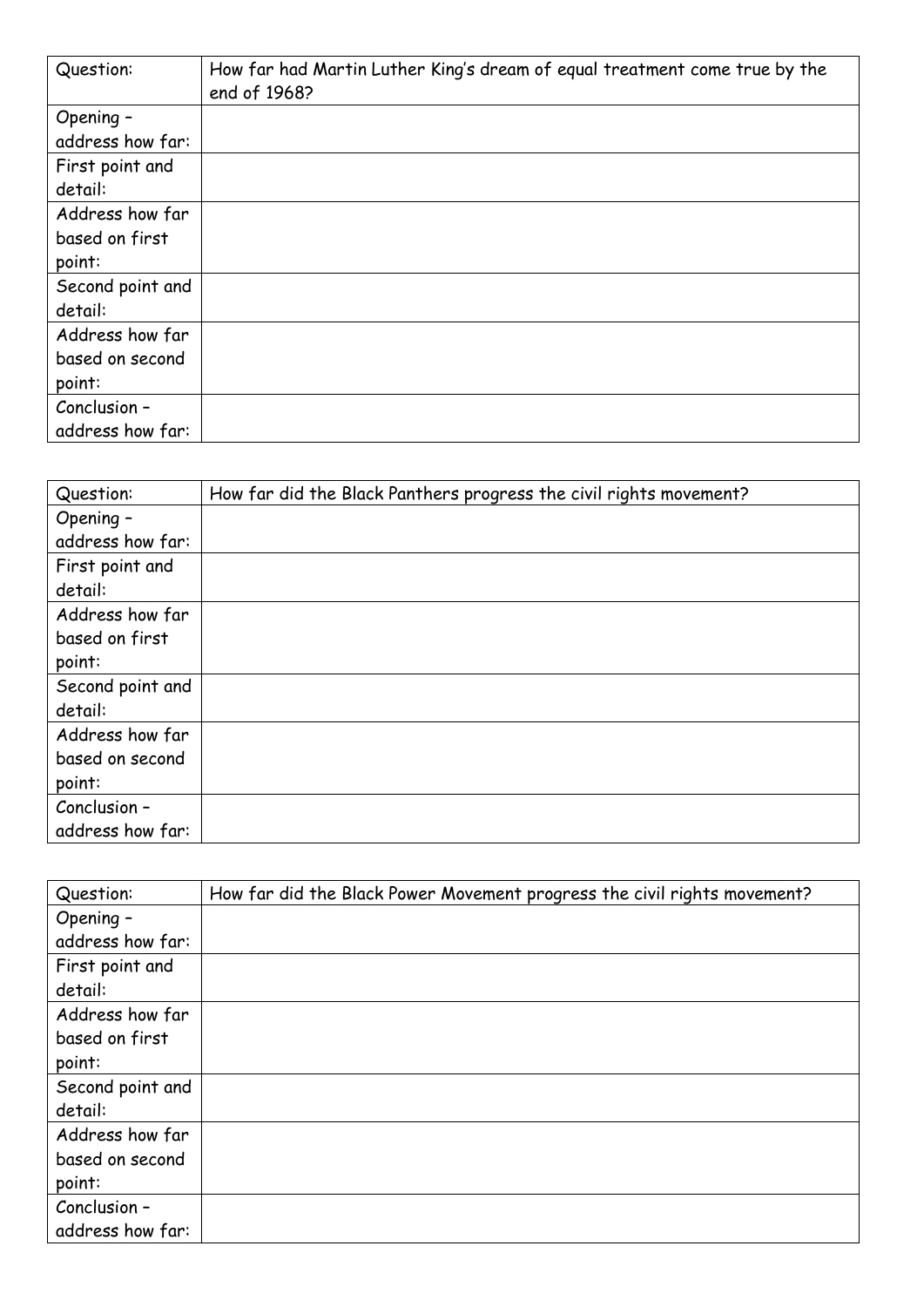| Question: | How far had Martin Luther King's dream of equal treatment come true by the end of 1968? |
|---|---|
| Opening – address how far: | |
| First point and detail: | |
| Address how far based on first point: | |
| Second point and detail: | |
| Address how far based on second point: | |
| Conclusion – address how far: | |

| Question: | How far did the Black Panthers progress the civil rights movement? |
|---|---|
| Opening – address how far: | |
| First point and detail: | |
| Address how far based on first point: | |
| Second point and detail: | |
| Address how far based on second point: | |
| Conclusion – address how far: | |

| Question: | How far did the Black Power Movement progress the civil rights movement? |
|---|---|
| Opening – address how far: | |
| First point and detail: | |
| Address how far based on first point: | |
| Second point and detail: | |
| Address how far based on second point: | |
| Conclusion – address how far: | |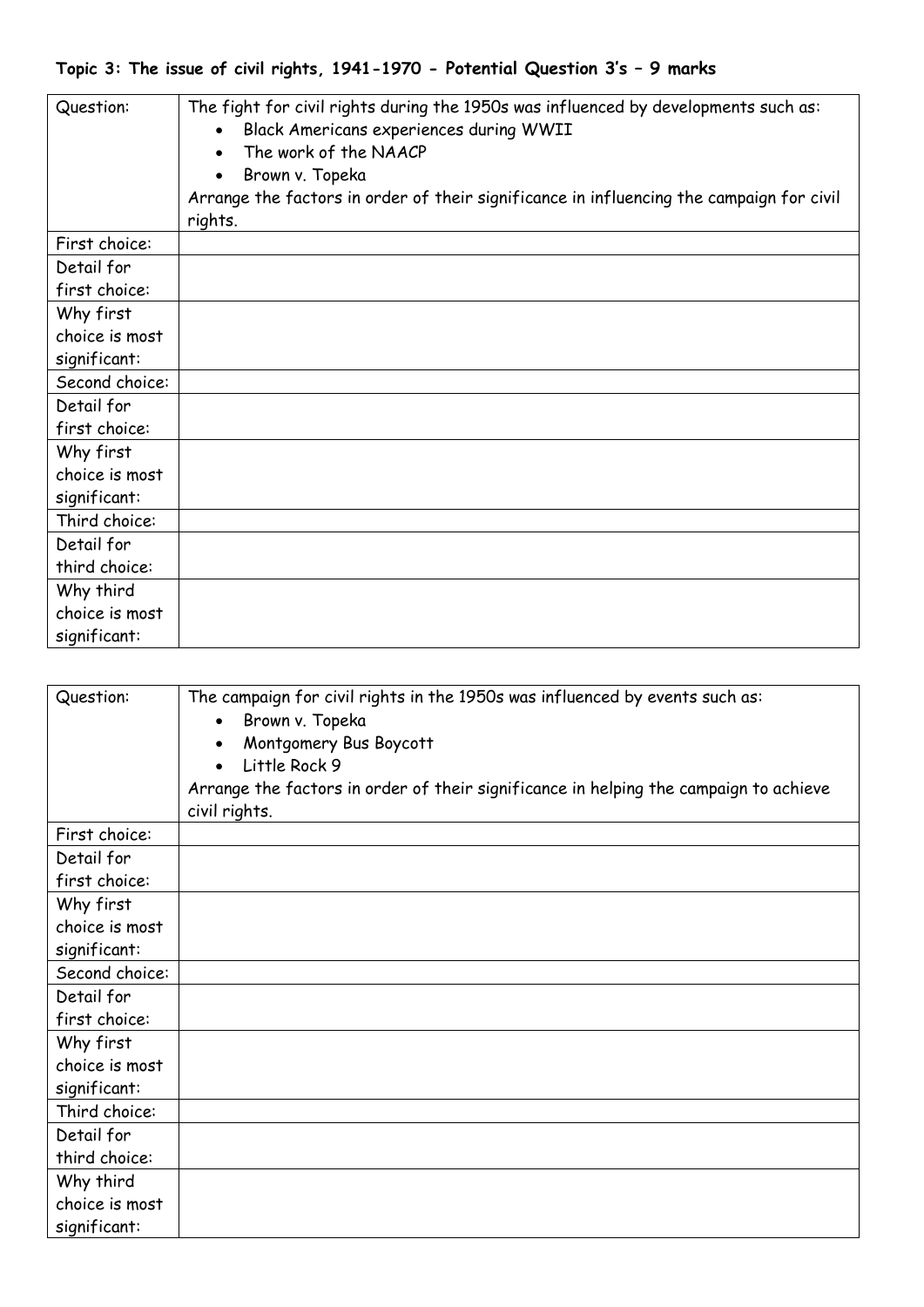**Topic 3: The issue of civil rights, 1941-1970 - Potential Question 3's – 9 marks**

| Question: | The fight for civil rights during the 1950s was influenced by developments such as:<br>• Black Americans experiences during WWII<br>• The work of the NAACP<br>• Brown v. Topeka<br>Arrange the factors in order of their significance in influencing the campaign for civil rights. |
|---|---|
| First choice: | |
| Detail for first choice: | |
| Why first choice is most significant: | |
| Second choice: | |
| Detail for first choice: | |
| Why first choice is most significant: | |
| Third choice: | |
| Detail for third choice: | |
| Why third choice is most significant: | |

| Question: | The campaign for civil rights in the 1950s was influenced by events such as:<br>• Brown v. Topeka<br>• Montgomery Bus Boycott<br>• Little Rock 9<br>Arrange the factors in order of their significance in helping the campaign to achieve civil rights. |
|---|---|
| First choice: | |
| Detail for first choice: | |
| Why first choice is most significant: | |
| Second choice: | |
| Detail for first choice: | |
| Why first choice is most significant: | |
| Third choice: | |
| Detail for third choice: | |
| Why third choice is most significant: | |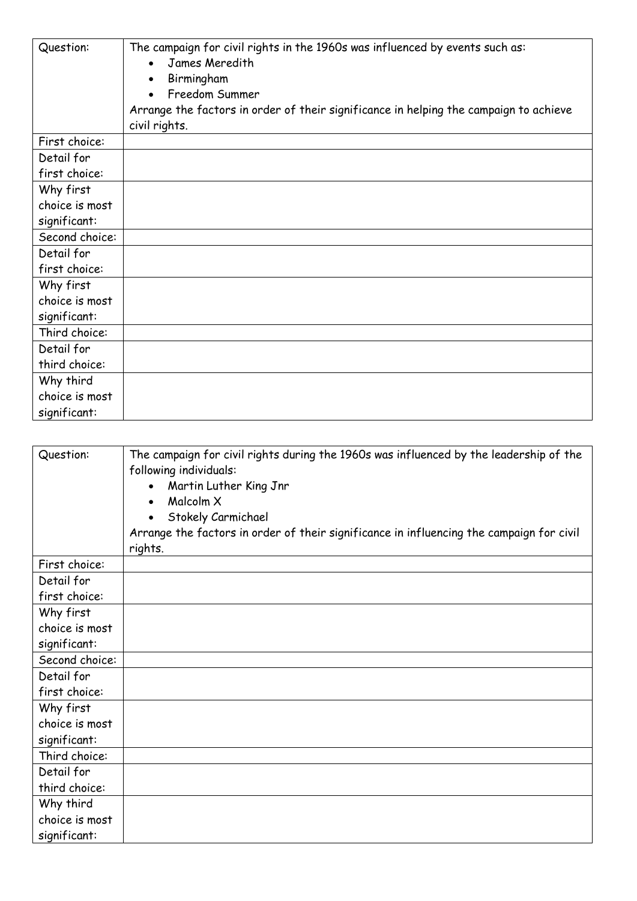| Question: | The campaign for civil rights in the 1960s was influenced by events such as:<br>• James Meredith<br>• Birmingham<br>• Freedom Summer<br>Arrange the factors in order of their significance in helping the campaign to achieve civil rights. |
|---|---|
| First choice: | |
| Detail for first choice: | |
| Why first choice is most significant: | |
| Second choice: | |
| Detail for first choice: | |
| Why first choice is most significant: | |
| Third choice: | |
| Detail for third choice: | |
| Why third choice is most significant: | |

| Question: | The campaign for civil rights during the 1960s was influenced by the leadership of the following individuals:<br>• Martin Luther King Jnr<br>• Malcolm X<br>• Stokely Carmichael<br>Arrange the factors in order of their significance in influencing the campaign for civil rights. |
|---|---|
| First choice: | |
| Detail for first choice: | |
| Why first choice is most significant: | |
| Second choice: | |
| Detail for first choice: | |
| Why first choice is most significant: | |
| Third choice: | |
| Detail for third choice: | |
| Why third choice is most significant: | |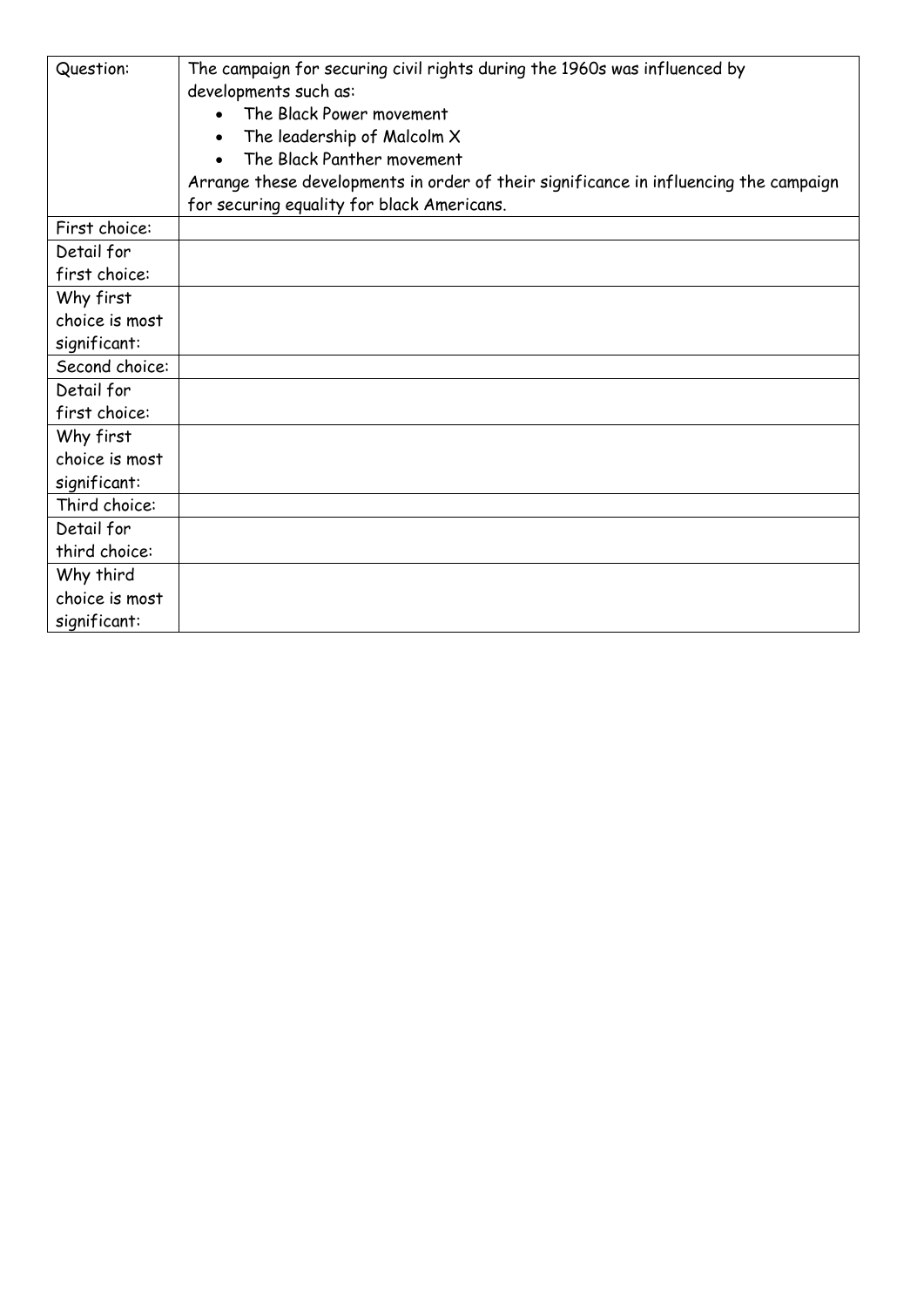| Question: | The campaign for securing civil rights during the 1960s was influenced by developments such as:<br>• The Black Power movement<br>• The leadership of Malcolm X<br>• The Black Panther movement<br>Arrange these developments in order of their significance in influencing the campaign for securing equality for black Americans. |
|---|---|
| First choice: | |
| Detail for first choice: | |
| Why first choice is most significant: | |
| Second choice: | |
| Detail for first choice: | |
| Why first choice is most significant: | |
| Third choice: | |
| Detail for third choice: | |
| Why third choice is most significant: | |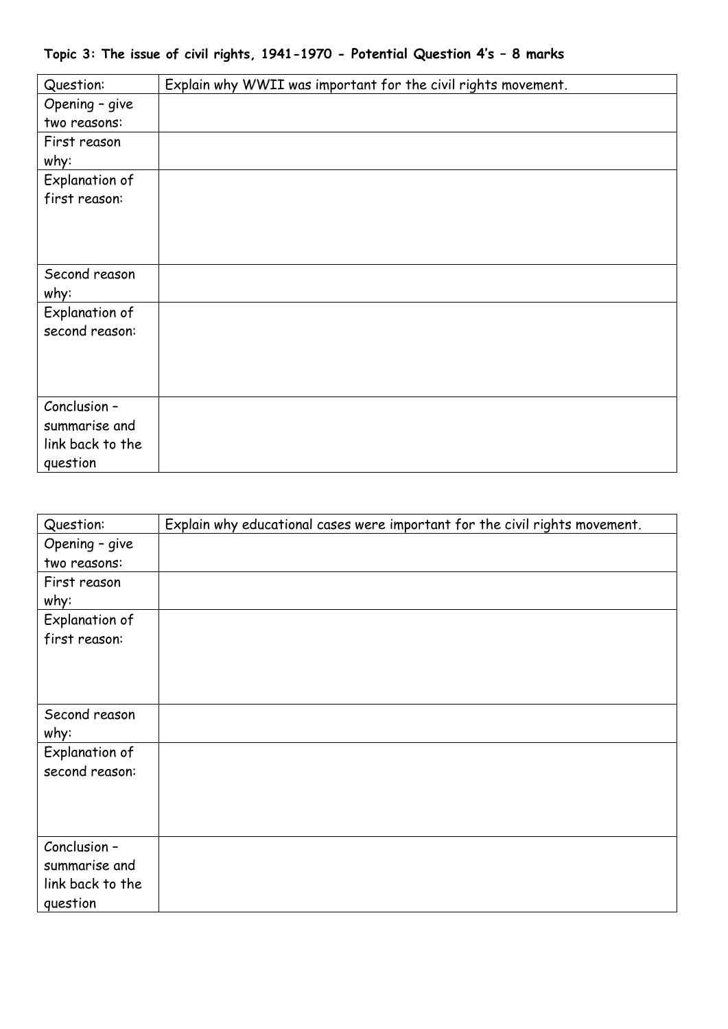**Topic 3: The issue of civil rights, 1941-1970 - Potential Question 4's – 8 marks**

| Question: | Explain why WWII was important for the civil rights movement. |
|---|---|
| Opening – give two reasons: | |
| First reason why: | |
| Explanation of first reason: | |
| Second reason why: | |
| Explanation of second reason: | |
| Conclusion – summarise and link back to the question | |

| Question: | Explain why educational cases were important for the civil rights movement. |
|---|---|
| Opening – give two reasons: | |
| First reason why: | |
| Explanation of first reason: | |
| Second reason why: | |
| Explanation of second reason: | |
| Conclusion – summarise and link back to the question | |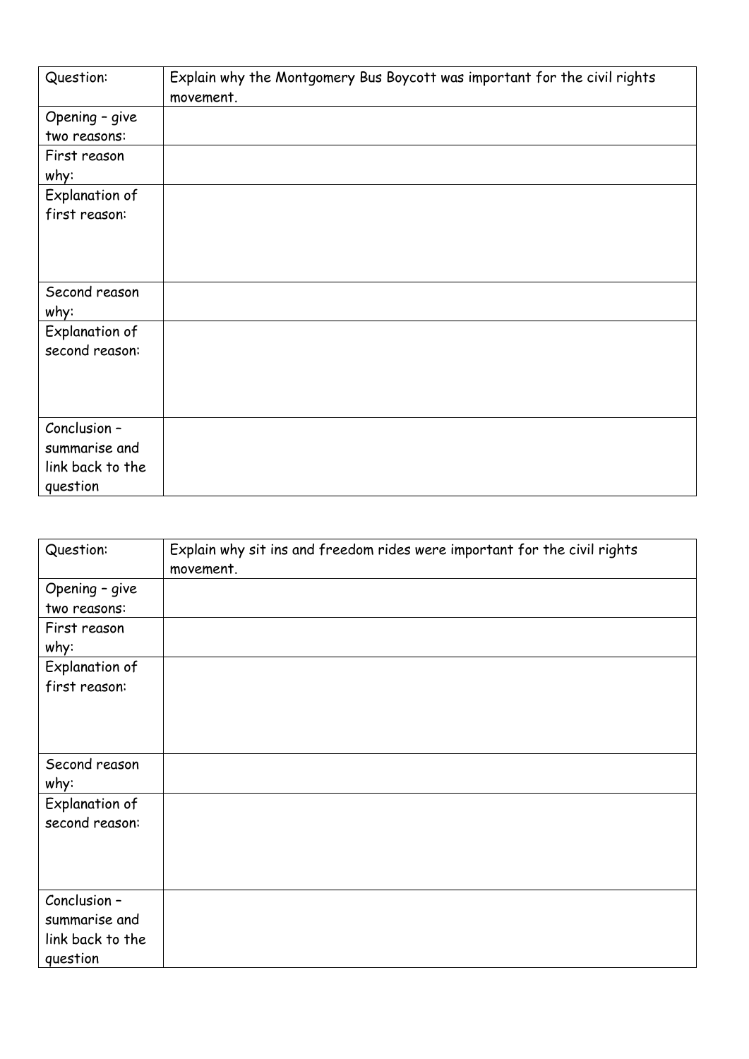| Question: | Explain why the Montgomery Bus Boycott was important for the civil rights movement. |
| --- | --- |
| Opening – give two reasons: | |
| First reason why: | |
| Explanation of first reason: | |
| Second reason why: | |
| Explanation of second reason: | |
| Conclusion – summarise and link back to the question | |

| Question: | Explain why sit ins and freedom rides were important for the civil rights movement. |
| --- | --- |
| Opening – give two reasons: | |
| First reason why: | |
| Explanation of first reason: | |
| Second reason why: | |
| Explanation of second reason: | |
| Conclusion – summarise and link back to the question | |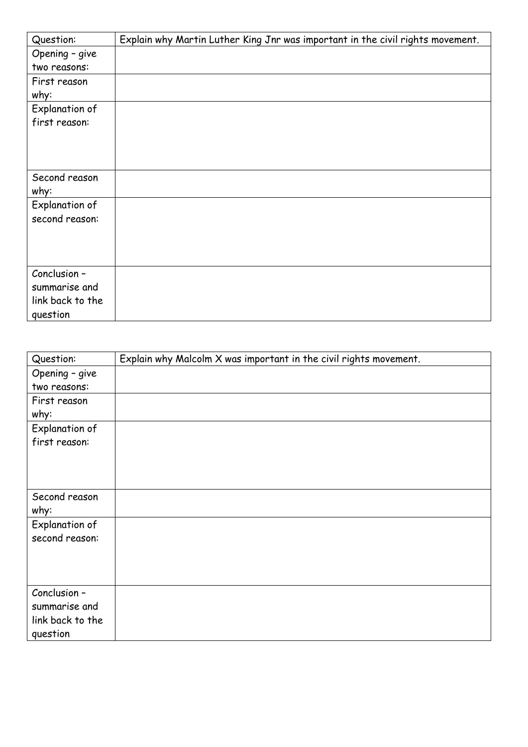| Question: | Explain why Martin Luther King Jnr was important in the civil rights movement. |
|---|---|
| Opening – give two reasons: | |
| First reason why: | |
| Explanation of first reason: | |
| Second reason why: | |
| Explanation of second reason: | |
| Conclusion – summarise and link back to the question | |

| Question: | Explain why Malcolm X was important in the civil rights movement. |
|---|---|
| Opening – give two reasons: | |
| First reason why: | |
| Explanation of first reason: | |
| Second reason why: | |
| Explanation of second reason: | |
| Conclusion – summarise and link back to the question | |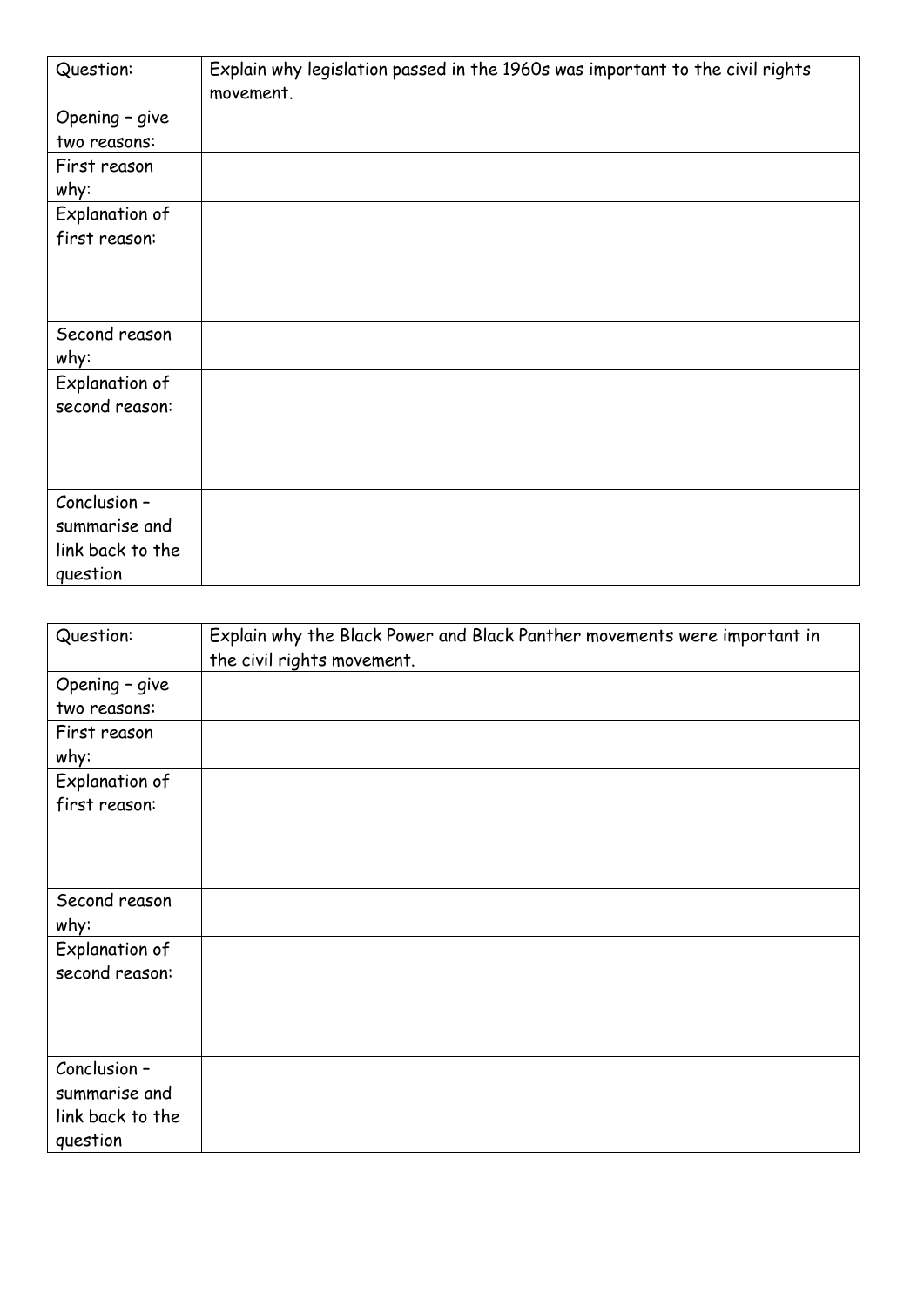| Question: | Explain why legislation passed in the 1960s was important to the civil rights movement. |
| --- | --- |
| Opening – give two reasons: | |
| First reason why: | |
| Explanation of first reason: | |
| Second reason why: | |
| Explanation of second reason: | |
| Conclusion – summarise and link back to the question | |

| Question: | Explain why the Black Power and Black Panther movements were important in the civil rights movement. |
| --- | --- |
| Opening – give two reasons: | |
| First reason why: | |
| Explanation of first reason: | |
| Second reason why: | |
| Explanation of second reason: | |
| Conclusion – summarise and link back to the question | |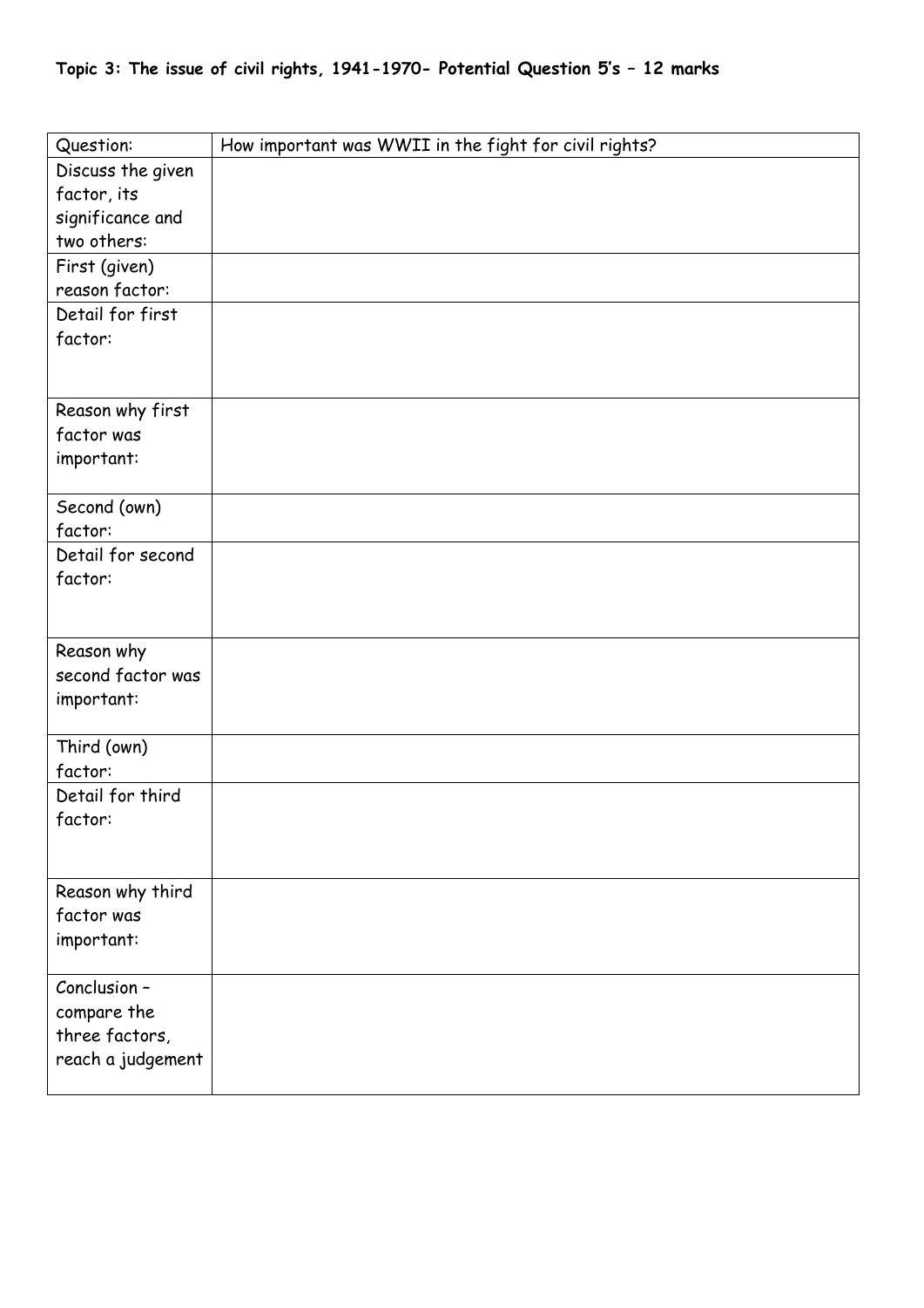**Topic 3: The issue of civil rights, 1941-1970- Potential Question 5's – 12 marks**

| Question: | How important was WWII in the fight for civil rights? |
| --- | --- |
| Discuss the given factor, its significance and two others: | |
| First (given) reason factor: | |
| Detail for first factor: | |
| Reason why first factor was important: | |
| Second (own) factor: | |
| Detail for second factor: | |
| Reason why second factor was important: | |
| Third (own) factor: | |
| Detail for third factor: | |
| Reason why third factor was important: | |
| Conclusion – compare the three factors, reach a judgement | |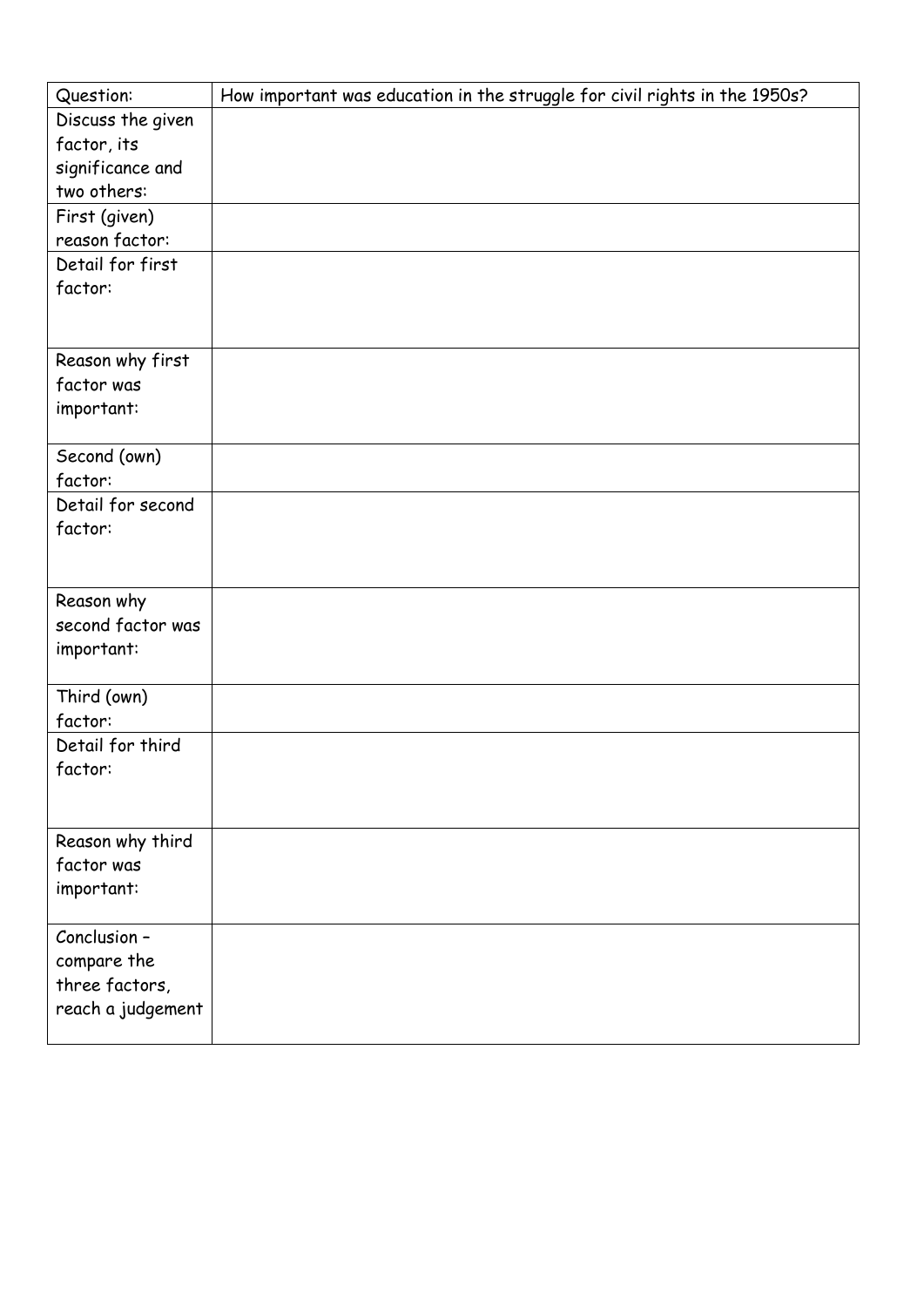| Question: | How important was education in the struggle for civil rights in the 1950s? |
| --- | --- |
| Discuss the given factor, its significance and two others: | |
| First (given) reason factor: | |
| Detail for first factor: | |
| Reason why first factor was important: | |
| Second (own) factor: | |
| Detail for second factor: | |
| Reason why second factor was important: | |
| Third (own) factor: | |
| Detail for third factor: | |
| Reason why third factor was important: | |
| Conclusion – compare the three factors, reach a judgement | |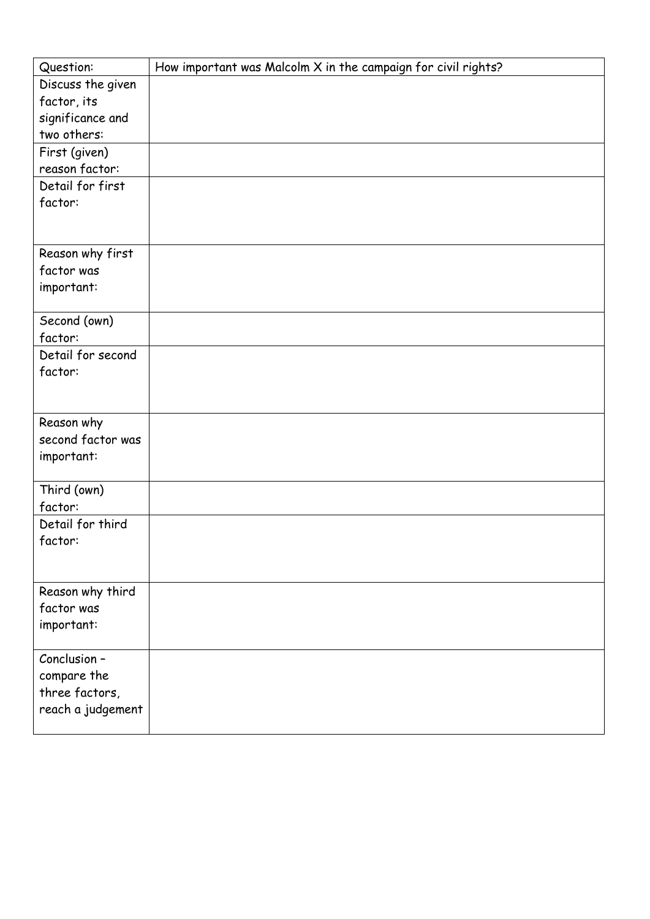| Question: | How important was Malcolm X in the campaign for civil rights? |
| --- | --- |
| Discuss the given factor, its significance and two others: | |
| First (given) reason factor: | |
| Detail for first factor: | |
| Reason why first factor was important: | |
| Second (own) factor: | |
| Detail for second factor: | |
| Reason why second factor was important: | |
| Third (own) factor: | |
| Detail for third factor: | |
| Reason why third factor was important: | |
| Conclusion – compare the three factors, reach a judgement | |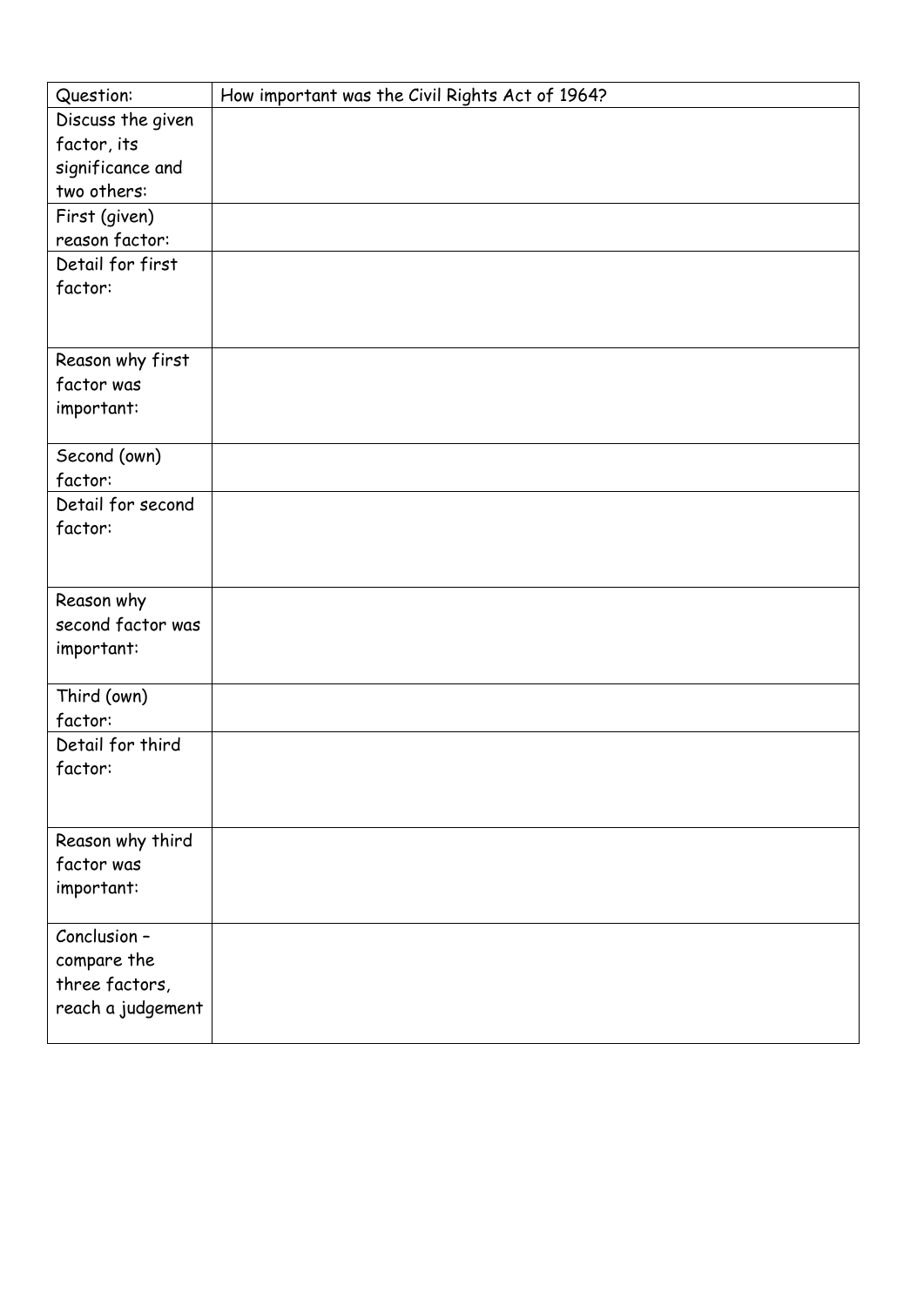| Question: | How important was the Civil Rights Act of 1964? |
| --- | --- |
| Discuss the given factor, its significance and two others: | |
| First (given) reason factor: | |
| Detail for first factor: | |
| Reason why first factor was important: | |
| Second (own) factor: | |
| Detail for second factor: | |
| Reason why second factor was important: | |
| Third (own) factor: | |
| Detail for third factor: | |
| Reason why third factor was important: | |
| Conclusion – compare the three factors, reach a judgement | |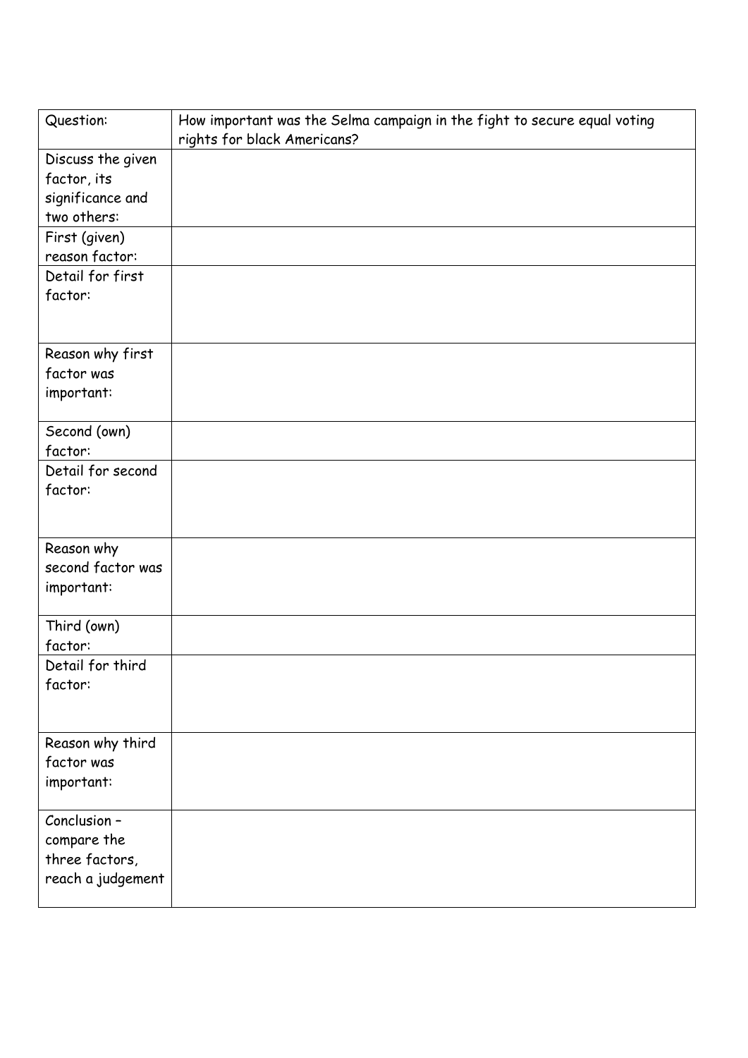| | |
|---|---|
| Question: | How important was the Selma campaign in the fight to secure equal voting rights for black Americans? |
| Discuss the given factor, its significance and two others: | |
| First (given) reason factor: | |
| Detail for first factor: | |
| Reason why first factor was important: | |
| Second (own) factor: | |
| Detail for second factor: | |
| Reason why second factor was important: | |
| Third (own) factor: | |
| Detail for third factor: | |
| Reason why third factor was important: | |
| Conclusion – compare the three factors, reach a judgement | |